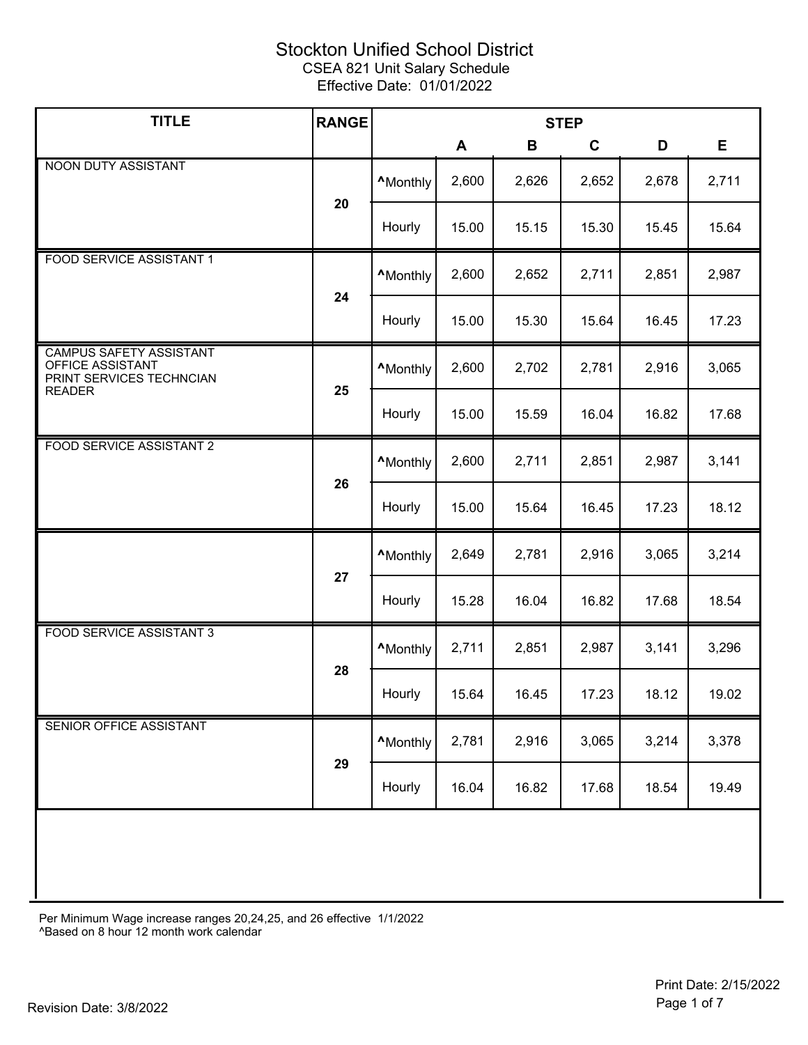# Stockton Unified School District

CSEA 821 Unit Salary Schedule

Effective Date: 01/01/2022

| TITLE | RANGE | | STEP | | | | |
|---|---|---|---|---|---|---|---|
| | | | A | B | C | D | E |
| NOON DUTY ASSISTANT | 20 | ^Monthly | 2,600 | 2,626 | 2,652 | 2,678 | 2,711 |
| | | Hourly | 15.00 | 15.15 | 15.30 | 15.45 | 15.64 |
| FOOD SERVICE ASSISTANT 1 | 24 | ^Monthly | 2,600 | 2,652 | 2,711 | 2,851 | 2,987 |
| | | Hourly | 15.00 | 15.30 | 15.64 | 16.45 | 17.23 |
| CAMPUS SAFETY ASSISTANT<br>OFFICE ASSISTANT<br>PRINT SERVICES TECHNCIAN<br>READER | 25 | ^Monthly | 2,600 | 2,702 | 2,781 | 2,916 | 3,065 |
| | | Hourly | 15.00 | 15.59 | 16.04 | 16.82 | 17.68 |
| FOOD SERVICE ASSISTANT 2 | 26 | ^Monthly | 2,600 | 2,711 | 2,851 | 2,987 | 3,141 |
| | | Hourly | 15.00 | 15.64 | 16.45 | 17.23 | 18.12 |
| | 27 | ^Monthly | 2,649 | 2,781 | 2,916 | 3,065 | 3,214 |
| | | Hourly | 15.28 | 16.04 | 16.82 | 17.68 | 18.54 |
| FOOD SERVICE ASSISTANT 3 | 28 | ^Monthly | 2,711 | 2,851 | 2,987 | 3,141 | 3,296 |
| | | Hourly | 15.64 | 16.45 | 17.23 | 18.12 | 19.02 |
| SENIOR OFFICE ASSISTANT | 29 | ^Monthly | 2,781 | 2,916 | 3,065 | 3,214 | 3,378 |
| | | Hourly | 16.04 | 16.82 | 17.68 | 18.54 | 19.49 |

Per Minimum Wage increase ranges 20,24,25, and 26 effective 1/1/2022

^Based on 8 hour 12 month work calendar

Print Date: 2/15/2022

Revision Date: 3/8/2022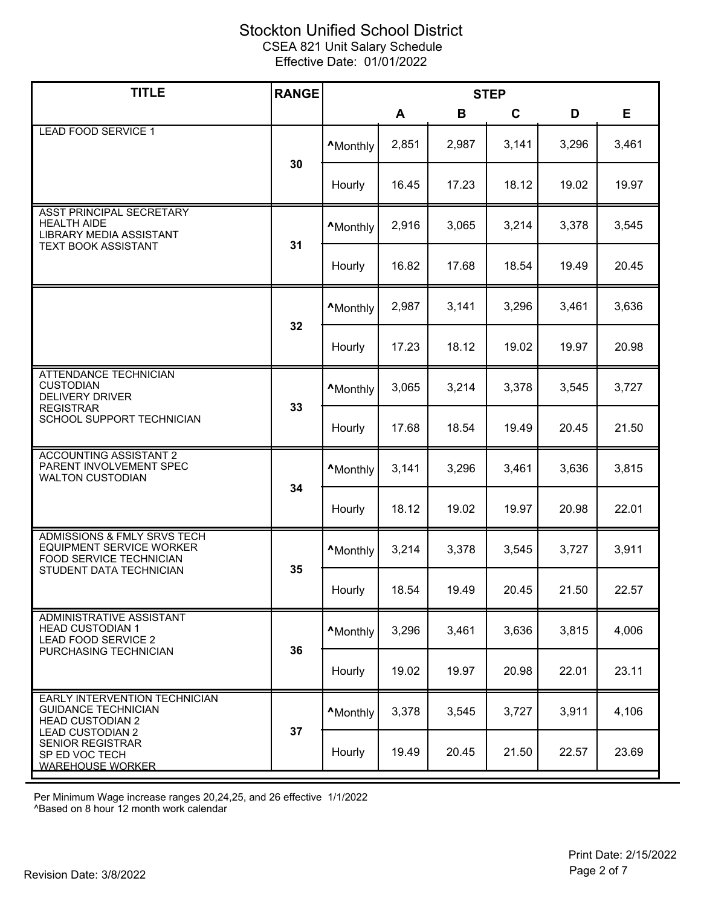# Stockton Unified School District

CSEA 821 Unit Salary Schedule

Effective Date: 01/01/2022

| TITLE | RANGE | | STEP | | | | |
|---|---|---|---|---|---|---|---|
| | | | A | B | C | D | E |
| LEAD FOOD SERVICE 1 | 30 | ^Monthly | 2,851 | 2,987 | 3,141 | 3,296 | 3,461 |
| | | Hourly | 16.45 | 17.23 | 18.12 | 19.02 | 19.97 |
| ASST PRINCIPAL SECRETARY<br>HEALTH AIDE<br>LIBRARY MEDIA ASSISTANT<br>TEXT BOOK ASSISTANT | 31 | ^Monthly | 2,916 | 3,065 | 3,214 | 3,378 | 3,545 |
| | | Hourly | 16.82 | 17.68 | 18.54 | 19.49 | 20.45 |
| | 32 | ^Monthly | 2,987 | 3,141 | 3,296 | 3,461 | 3,636 |
| | | Hourly | 17.23 | 18.12 | 19.02 | 19.97 | 20.98 |
| ATTENDANCE TECHNICIAN<br>CUSTODIAN<br>DELIVERY DRIVER<br>REGISTRAR<br>SCHOOL SUPPORT TECHNICIAN | 33 | ^Monthly | 3,065 | 3,214 | 3,378 | 3,545 | 3,727 |
| | | Hourly | 17.68 | 18.54 | 19.49 | 20.45 | 21.50 |
| ACCOUNTING ASSISTANT 2<br>PARENT INVOLVEMENT SPEC<br>WALTON CUSTODIAN | 34 | ^Monthly | 3,141 | 3,296 | 3,461 | 3,636 | 3,815 |
| | | Hourly | 18.12 | 19.02 | 19.97 | 20.98 | 22.01 |
| ADMISSIONS & FMLY SRVS TECH<br>EQUIPMENT SERVICE WORKER<br>FOOD SERVICE TECHNICIAN<br>STUDENT DATA TECHNICIAN | 35 | ^Monthly | 3,214 | 3,378 | 3,545 | 3,727 | 3,911 |
| | | Hourly | 18.54 | 19.49 | 20.45 | 21.50 | 22.57 |
| ADMINISTRATIVE ASSISTANT<br>HEAD CUSTODIAN 1<br>LEAD FOOD SERVICE 2<br>PURCHASING TECHNICIAN | 36 | ^Monthly | 3,296 | 3,461 | 3,636 | 3,815 | 4,006 |
| | | Hourly | 19.02 | 19.97 | 20.98 | 22.01 | 23.11 |
| EARLY INTERVENTION TECHNICIAN<br>GUIDANCE TECHNICIAN<br>HEAD CUSTODIAN 2<br>LEAD CUSTODIAN 2<br>SENIOR REGISTRAR<br>SP ED VOC TECH<br>WAREHOUSE WORKER | 37 | ^Monthly | 3,378 | 3,545 | 3,727 | 3,911 | 4,106 |
| | | Hourly | 19.49 | 20.45 | 21.50 | 22.57 | 23.69 |

Per Minimum Wage increase ranges 20,24,25, and 26 effective 1/1/2022

^Based on 8 hour 12 month work calendar

Print Date: 2/15/2022

Revision Date: 3/8/2022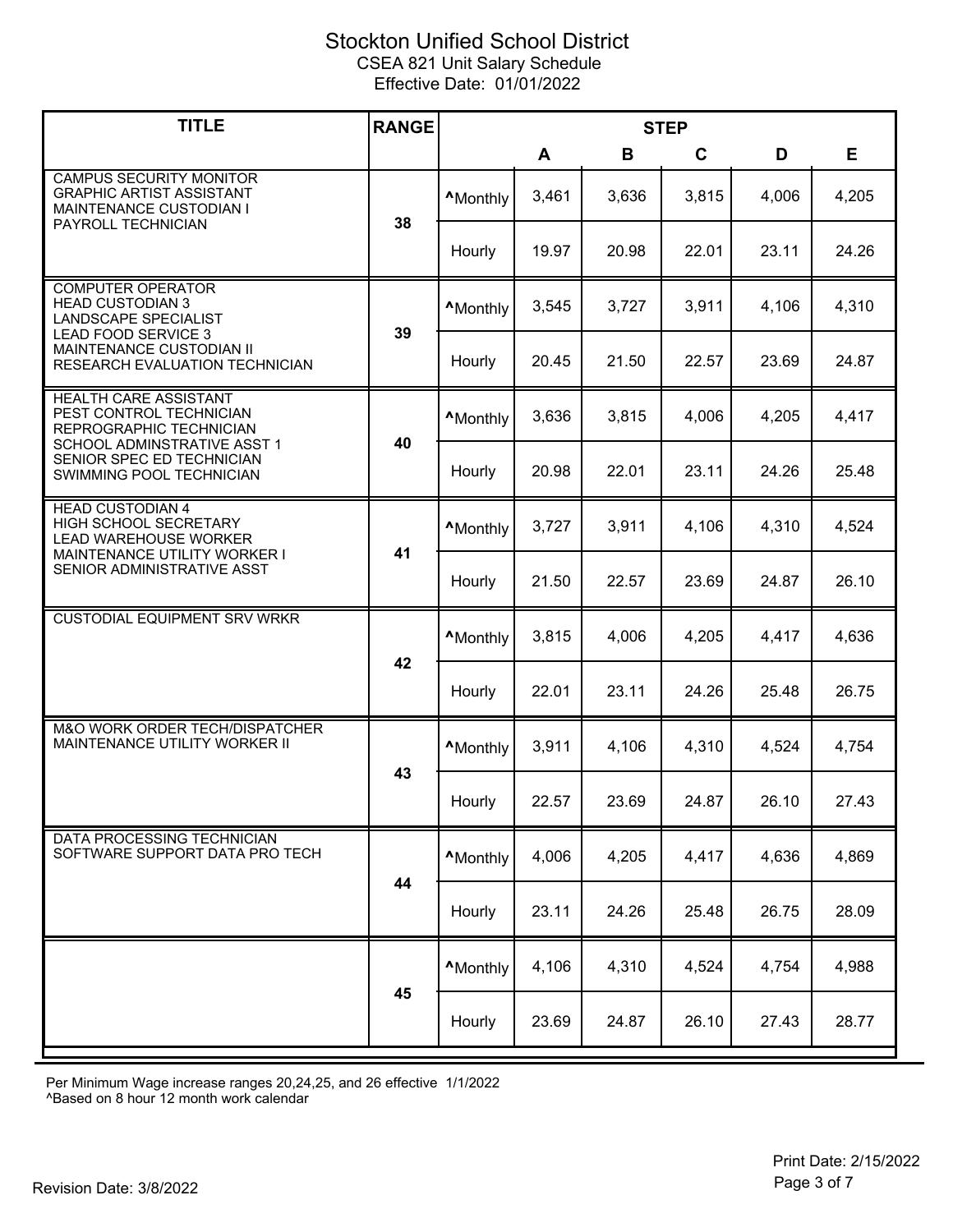# Stockton Unified School District

CSEA 821 Unit Salary Schedule

Effective Date: 01/01/2022

| TITLE | RANGE | STEP | | | | | |
|---|---|---|---|---|---|---|---|
| | | | A | B | C | D | E |
| CAMPUS SECURITY MONITOR<br>GRAPHIC ARTIST ASSISTANT<br>MAINTENANCE CUSTODIAN I<br>PAYROLL TECHNICIAN | 38 | ^Monthly | 3,461 | 3,636 | 3,815 | 4,006 | 4,205 |
| | | Hourly | 19.97 | 20.98 | 22.01 | 23.11 | 24.26 |
| COMPUTER OPERATOR<br>HEAD CUSTODIAN 3<br>LANDSCAPE SPECIALIST<br>LEAD FOOD SERVICE 3<br>MAINTENANCE CUSTODIAN II<br>RESEARCH EVALUATION TECHNICIAN | 39 | ^Monthly | 3,545 | 3,727 | 3,911 | 4,106 | 4,310 |
| | | Hourly | 20.45 | 21.50 | 22.57 | 23.69 | 24.87 |
| HEALTH CARE ASSISTANT<br>PEST CONTROL TECHNICIAN<br>REPROGRAPHIC TECHNICIAN<br>SCHOOL ADMINSTRATIVE ASST 1<br>SENIOR SPEC ED TECHNICIAN<br>SWIMMING POOL TECHNICIAN | 40 | ^Monthly | 3,636 | 3,815 | 4,006 | 4,205 | 4,417 |
| | | Hourly | 20.98 | 22.01 | 23.11 | 24.26 | 25.48 |
| HEAD CUSTODIAN 4<br>HIGH SCHOOL SECRETARY<br>LEAD WAREHOUSE WORKER<br>MAINTENANCE UTILITY WORKER I<br>SENIOR ADMINISTRATIVE ASST | 41 | ^Monthly | 3,727 | 3,911 | 4,106 | 4,310 | 4,524 |
| | | Hourly | 21.50 | 22.57 | 23.69 | 24.87 | 26.10 |
| CUSTODIAL EQUIPMENT SRV WRKR | 42 | ^Monthly | 3,815 | 4,006 | 4,205 | 4,417 | 4,636 |
| | | Hourly | 22.01 | 23.11 | 24.26 | 25.48 | 26.75 |
| M&O WORK ORDER TECH/DISPATCHER<br>MAINTENANCE UTILITY WORKER II | 43 | ^Monthly | 3,911 | 4,106 | 4,310 | 4,524 | 4,754 |
| | | Hourly | 22.57 | 23.69 | 24.87 | 26.10 | 27.43 |
| DATA PROCESSING TECHNICIAN<br>SOFTWARE SUPPORT DATA PRO TECH | 44 | ^Monthly | 4,006 | 4,205 | 4,417 | 4,636 | 4,869 |
| | | Hourly | 23.11 | 24.26 | 25.48 | 26.75 | 28.09 |
| | 45 | ^Monthly | 4,106 | 4,310 | 4,524 | 4,754 | 4,988 |
| | | Hourly | 23.69 | 24.87 | 26.10 | 27.43 | 28.77 |

Per Minimum Wage increase ranges 20,24,25, and 26 effective 1/1/2022

^Based on 8 hour 12 month work calendar

Print Date: 2/15/2022

Revision Date: 3/8/2022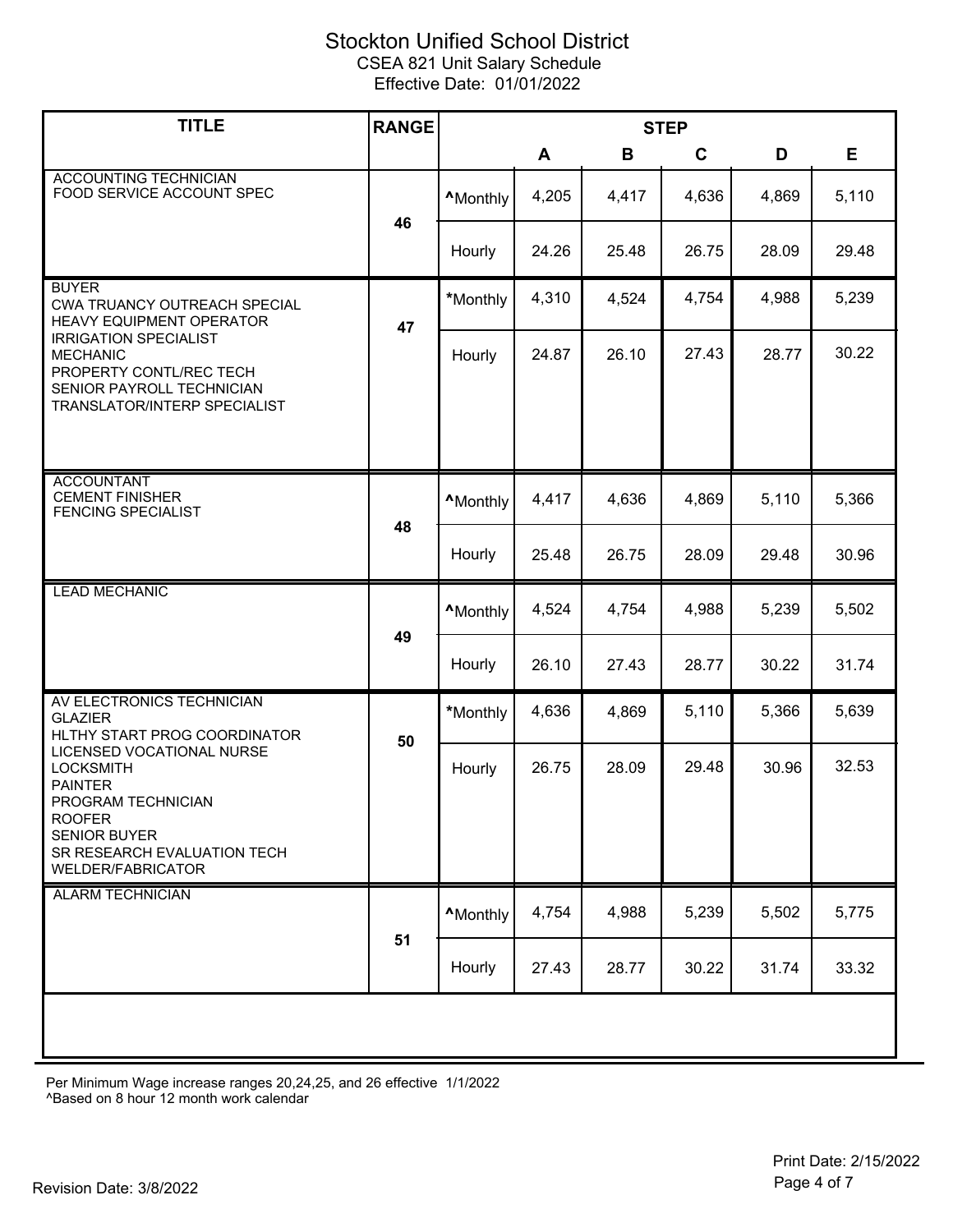# Stockton Unified School District

CSEA 821 Unit Salary Schedule

Effective Date: 01/01/2022

| TITLE | RANGE | | STEP | | | | |
|---|---|---|---|---|---|---|---|
| | | | A | B | C | D | E |
| ACCOUNTING TECHNICIAN<br>FOOD SERVICE ACCOUNT SPEC | 46 | ^Monthly | 4,205 | 4,417 | 4,636 | 4,869 | 5,110 |
| | | Hourly | 24.26 | 25.48 | 26.75 | 28.09 | 29.48 |
| BUYER<br>CWA TRUANCY OUTREACH SPECIAL<br>HEAVY EQUIPMENT OPERATOR<br>IRRIGATION SPECIALIST<br>MECHANIC<br>PROPERTY CONTL/REC TECH<br>SENIOR PAYROLL TECHNICIAN<br>TRANSLATOR/INTERP SPECIALIST | 47 | *Monthly | 4,310 | 4,524 | 4,754 | 4,988 | 5,239 |
| | | Hourly | 24.87 | 26.10 | 27.43 | 28.77 | 30.22 |
| ACCOUNTANT<br>CEMENT FINISHER<br>FENCING SPECIALIST | 48 | ^Monthly | 4,417 | 4,636 | 4,869 | 5,110 | 5,366 |
| | | Hourly | 25.48 | 26.75 | 28.09 | 29.48 | 30.96 |
| LEAD MECHANIC | 49 | ^Monthly | 4,524 | 4,754 | 4,988 | 5,239 | 5,502 |
| | | Hourly | 26.10 | 27.43 | 28.77 | 30.22 | 31.74 |
| AV ELECTRONICS TECHNICIAN<br>GLAZIER<br>HLTHY START PROG COORDINATOR<br>LICENSED VOCATIONAL NURSE<br>LOCKSMITH<br>PAINTER<br>PROGRAM TECHNICIAN<br>ROOFER<br>SENIOR BUYER<br>SR RESEARCH EVALUATION TECH<br>WELDER/FABRICATOR | 50 | *Monthly | 4,636 | 4,869 | 5,110 | 5,366 | 5,639 |
| | | Hourly | 26.75 | 28.09 | 29.48 | 30.96 | 32.53 |
| ALARM TECHNICIAN | 51 | ^Monthly | 4,754 | 4,988 | 5,239 | 5,502 | 5,775 |
| | | Hourly | 27.43 | 28.77 | 30.22 | 31.74 | 33.32 |

Per Minimum Wage increase ranges 20,24,25, and 26 effective 1/1/2022

^Based on 8 hour 12 month work calendar

Revision Date: 3/8/2022

Print Date: 2/15/2022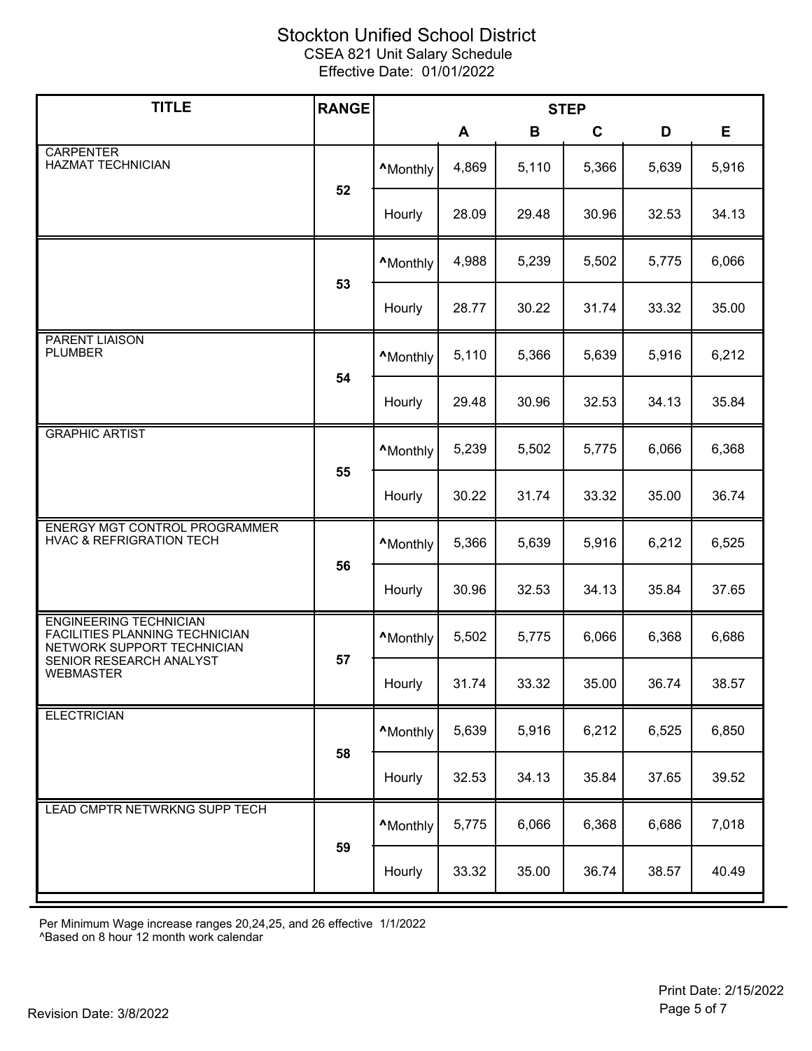# Stockton Unified School District

CSEA 821 Unit Salary Schedule

Effective Date: 01/01/2022

| TITLE | RANGE | | STEP | | | | |
|---|---|---|---|---|---|---|---|
| | | | A | B | C | D | E |
| CARPENTER<br>HAZMAT TECHNICIAN | 52 | ^Monthly | 4,869 | 5,110 | 5,366 | 5,639 | 5,916 |
| | | Hourly | 28.09 | 29.48 | 30.96 | 32.53 | 34.13 |
| | 53 | ^Monthly | 4,988 | 5,239 | 5,502 | 5,775 | 6,066 |
| | | Hourly | 28.77 | 30.22 | 31.74 | 33.32 | 35.00 |
| PARENT LIAISON<br>PLUMBER | 54 | ^Monthly | 5,110 | 5,366 | 5,639 | 5,916 | 6,212 |
| | | Hourly | 29.48 | 30.96 | 32.53 | 34.13 | 35.84 |
| GRAPHIC ARTIST | 55 | ^Monthly | 5,239 | 5,502 | 5,775 | 6,066 | 6,368 |
| | | Hourly | 30.22 | 31.74 | 33.32 | 35.00 | 36.74 |
| ENERGY MGT CONTROL PROGRAMMER<br>HVAC & REFRIGRATION TECH | 56 | ^Monthly | 5,366 | 5,639 | 5,916 | 6,212 | 6,525 |
| | | Hourly | 30.96 | 32.53 | 34.13 | 35.84 | 37.65 |
| ENGINEERING TECHNICIAN<br>FACILITIES PLANNING TECHNICIAN<br>NETWORK SUPPORT TECHNICIAN<br>SENIOR RESEARCH ANALYST<br>WEBMASTER | 57 | ^Monthly | 5,502 | 5,775 | 6,066 | 6,368 | 6,686 |
| | | Hourly | 31.74 | 33.32 | 35.00 | 36.74 | 38.57 |
| ELECTRICIAN | 58 | ^Monthly | 5,639 | 5,916 | 6,212 | 6,525 | 6,850 |
| | | Hourly | 32.53 | 34.13 | 35.84 | 37.65 | 39.52 |
| LEAD CMPTR NETWRKNG SUPP TECH | 59 | ^Monthly | 5,775 | 6,066 | 6,368 | 6,686 | 7,018 |
| | | Hourly | 33.32 | 35.00 | 36.74 | 38.57 | 40.49 |

Per Minimum Wage increase ranges 20,24,25, and 26 effective 1/1/2022

^Based on 8 hour 12 month work calendar

Print Date: 2/15/2022

Revision Date: 3/8/2022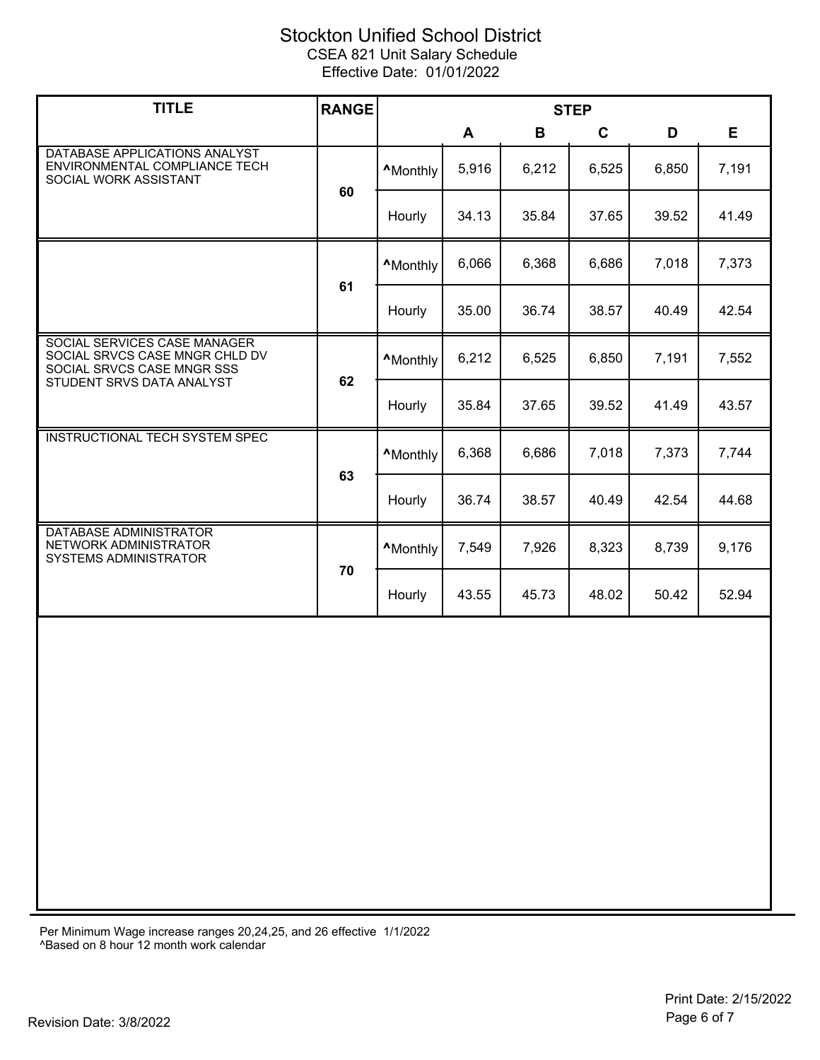# Stockton Unified School District

CSEA 821 Unit Salary Schedule

Effective Date: 01/01/2022

| TITLE | RANGE | STEP | A | B | C | D | E |
|---|---|---|---|---|---|---|---|
| DATABASE APPLICATIONS ANALYST<br>ENVIRONMENTAL COMPLIANCE TECH<br>SOCIAL WORK ASSISTANT | 60 | ^Monthly | 5,916 | 6,212 | 6,525 | 6,850 | 7,191 |
| | | Hourly | 34.13 | 35.84 | 37.65 | 39.52 | 41.49 |
| | 61 | ^Monthly | 6,066 | 6,368 | 6,686 | 7,018 | 7,373 |
| | | Hourly | 35.00 | 36.74 | 38.57 | 40.49 | 42.54 |
| SOCIAL SERVICES CASE MANAGER<br>SOCIAL SRVCS CASE MNGR CHLD DV<br>SOCIAL SRVCS CASE MNGR SSS<br>STUDENT SRVS DATA ANALYST | 62 | ^Monthly | 6,212 | 6,525 | 6,850 | 7,191 | 7,552 |
| | | Hourly | 35.84 | 37.65 | 39.52 | 41.49 | 43.57 |
| INSTRUCTIONAL TECH SYSTEM SPEC | 63 | ^Monthly | 6,368 | 6,686 | 7,018 | 7,373 | 7,744 |
| | | Hourly | 36.74 | 38.57 | 40.49 | 42.54 | 44.68 |
| DATABASE ADMINISTRATOR<br>NETWORK ADMINISTRATOR<br>SYSTEMS ADMINISTRATOR | 70 | ^Monthly | 7,549 | 7,926 | 8,323 | 8,739 | 9,176 |
| | | Hourly | 43.55 | 45.73 | 48.02 | 50.42 | 52.94 |

Per Minimum Wage increase ranges 20,24,25, and 26 effective 1/1/2022

^Based on 8 hour 12 month work calendar

Print Date: 2/15/2022

Revision Date: 3/8/2022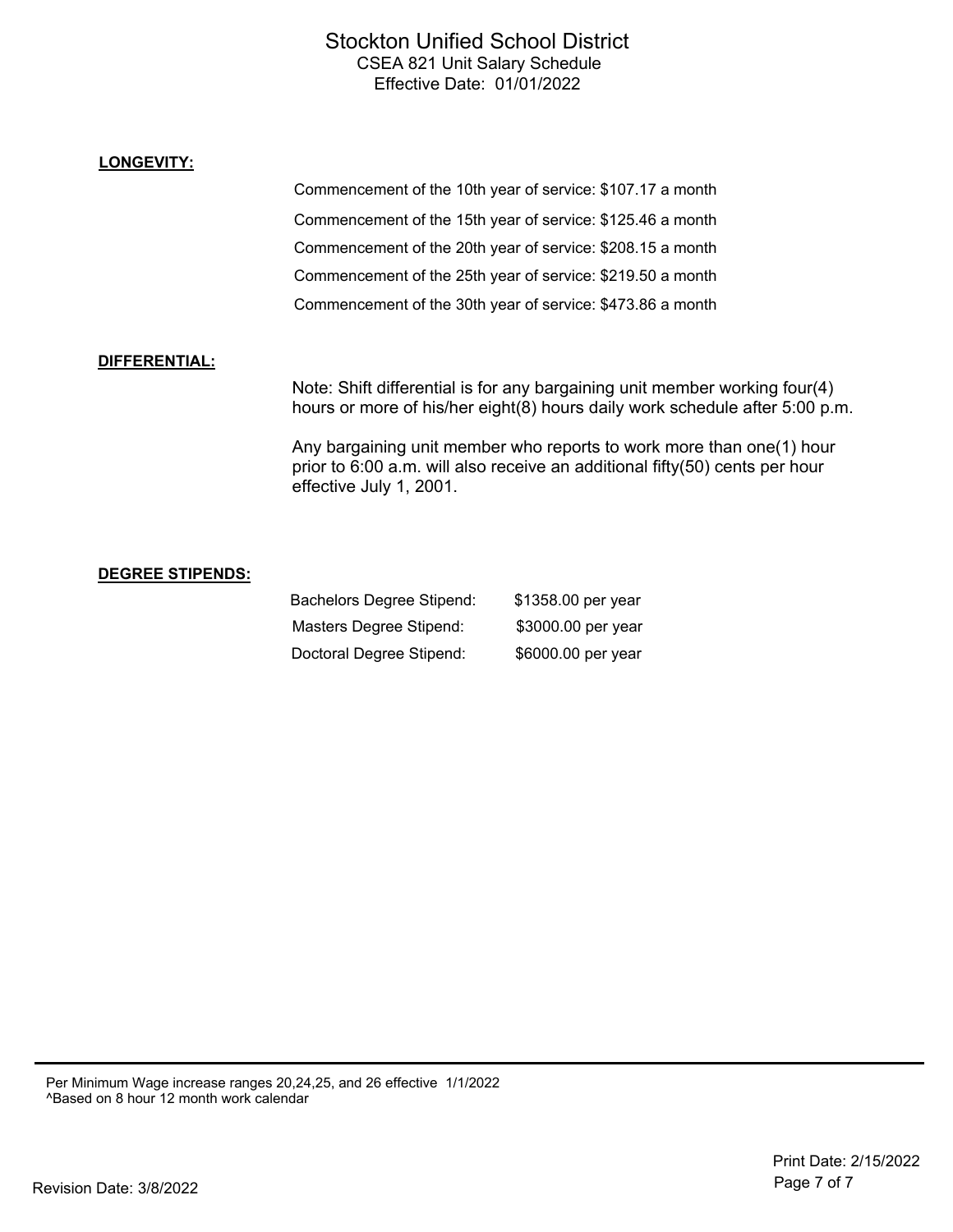# Stockton Unified School District

## CSEA 821 Unit Salary Schedule

Effective Date: 01/01/2022

**LONGEVITY:**

Commencement of the 10th year of service: $107.17 a month

Commencement of the 15th year of service: $125.46 a month

Commencement of the 20th year of service: $208.15 a month

Commencement of the 25th year of service: $219.50 a month

Commencement of the 30th year of service: $473.86 a month

**DIFFERENTIAL:**

Note: Shift differential is for any bargaining unit member working four(4) hours or more of his/her eight(8) hours daily work schedule after 5:00 p.m.

Any bargaining unit member who reports to work more than one(1) hour prior to 6:00 a.m. will also receive an additional fifty(50) cents per hour effective July 1, 2001.

**DEGREE STIPENDS:**

| | |
|---|---|
| Bachelors Degree Stipend: | $1358.00 per year |
| Masters Degree Stipend: | $3000.00 per year |
| Doctoral Degree Stipend: | $6000.00 per year |

Per Minimum Wage increase ranges 20,24,25, and 26 effective 1/1/2022

^Based on 8 hour 12 month work calendar

Revision Date: 3/8/2022

Print Date: 2/15/2022